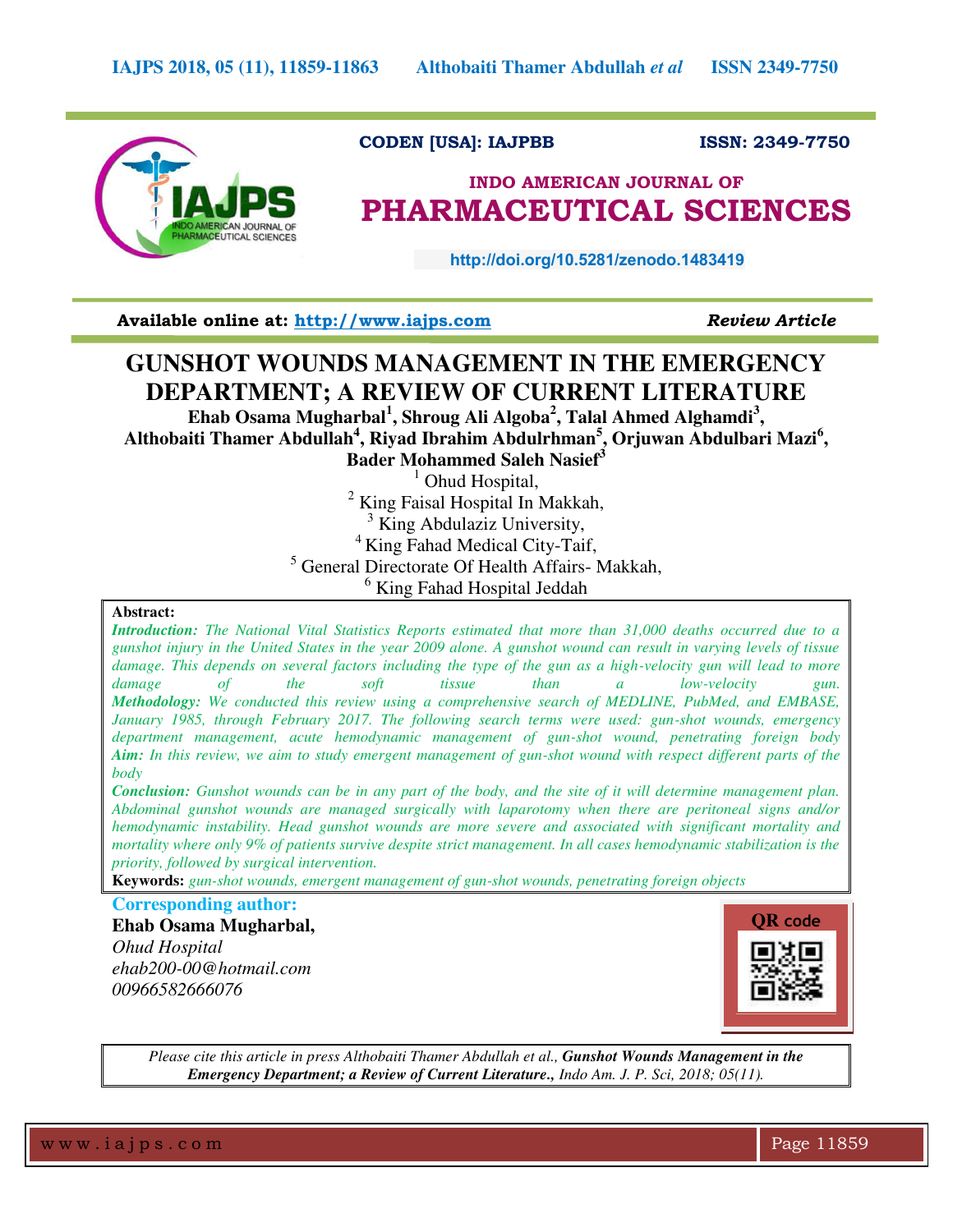CODEN [USA]: IAJPBB ISSN: 2349-7750

INDO AMERICAN JOURNAL OF
# PHARMACEUTICAL SCIENCES

http://doi.org/10.5281/zenodo.1483419

**Available online at: http://www.iajps.com** *Review Article*

# GUNSHOT WOUNDS MANAGEMENT IN THE EMERGENCY DEPARTMENT; A REVIEW OF CURRENT LITERATURE

**Ehab Osama Mugharbal[1], Shroug Ali Algoba[2], Talal Ahmed Alghamdi[3], Althobaiti Thamer Abdullah[4], Riyad Ibrahim Abdulrhman[5], Orjuwan Abdulbari Mazi[6], Bader Mohammed Saleh Nasief[3]**

[1] Ohud Hospital,
[2] King Faisal Hospital In Makkah,
[3] King Abdulaziz University,
[4] King Fahad Medical City-Taif,
[5] General Directorate Of Health Affairs- Makkah,
[6] King Fahad Hospital Jeddah

**Abstract:**

***Introduction:*** *The National Vital Statistics Reports estimated that more than 31,000 deaths occurred due to a gunshot injury in the United States in the year 2009 alone. A gunshot wound can result in varying levels of tissue damage. This depends on several factors including the type of the gun as a high-velocity gun will lead to more damage of the soft tissue than a low-velocity gun.*

***Methodology:*** *We conducted this review using a comprehensive search of MEDLINE, PubMed, and EMBASE, January 1985, through February 2017. The following search terms were used: gun-shot wounds, emergency department management, acute hemodynamic management of gun-shot wound, penetrating foreign body*

***Aim:*** *In this review, we aim to study emergent management of gun-shot wound with respect different parts of the body*

***Conclusion:*** *Gunshot wounds can be in any part of the body, and the site of it will determine management plan. Abdominal gunshot wounds are managed surgically with laparotomy when there are peritoneal signs and/or hemodynamic instability. Head gunshot wounds are more severe and associated with significant mortality and mortality where only 9% of patients survive despite strict management. In all cases hemodynamic stabilization is the priority, followed by surgical intervention.*

**Keywords:** *gun-shot wounds, emergent management of gun-shot wounds, penetrating foreign objects*

**Corresponding author:**

**Ehab Osama Mugharbal,**
*Ohud Hospital*
*ehab200-00@hotmail.com*
*00966582666076*

QR code

*Please cite this article in press Althobaiti Thamer Abdullah et al.,* ***Gunshot Wounds Management in the Emergency Department; a Review of Current Literature.,*** *Indo Am. J. P. Sci, 2018; 05(11).*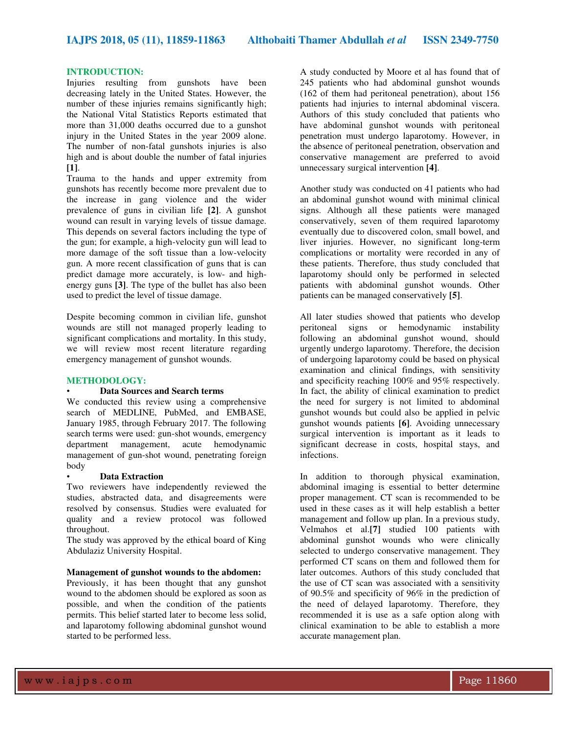## INTRODUCTION:

Injuries resulting from gunshots have been decreasing lately in the United States. However, the number of these injuries remains significantly high; the National Vital Statistics Reports estimated that more than 31,000 deaths occurred due to a gunshot injury in the United States in the year 2009 alone. The number of non-fatal gunshots injuries is also high and is about double the number of fatal injuries **[1]**.

Trauma to the hands and upper extremity from gunshots has recently become more prevalent due to the increase in gang violence and the wider prevalence of guns in civilian life **[2]**. A gunshot wound can result in varying levels of tissue damage. This depends on several factors including the type of the gun; for example, a high-velocity gun will lead to more damage of the soft tissue than a low-velocity gun. A more recent classification of guns that is can predict damage more accurately, is low- and high-energy guns **[3]**. The type of the bullet has also been used to predict the level of tissue damage.

Despite becoming common in civilian life, gunshot wounds are still not managed properly leading to significant complications and mortality. In this study, we will review most recent literature regarding emergency management of gunshot wounds.

## METHODOLOGY:

- **Data Sources and Search terms**

We conducted this review using a comprehensive search of MEDLINE, PubMed, and EMBASE, January 1985, through February 2017. The following search terms were used: gun-shot wounds, emergency department management, acute hemodynamic management of gun-shot wound, penetrating foreign body

- **Data Extraction**

Two reviewers have independently reviewed the studies, abstracted data, and disagreements were resolved by consensus. Studies were evaluated for quality and a review protocol was followed throughout.

The study was approved by the ethical board of King Abdulaziz University Hospital.

**Management of gunshot wounds to the abdomen:**

Previously, it has been thought that any gunshot wound to the abdomen should be explored as soon as possible, and when the condition of the patients permits. This belief started later to become less solid, and laparotomy following abdominal gunshot wound started to be performed less.

A study conducted by Moore et al has found that of 245 patients who had abdominal gunshot wounds (162 of them had peritoneal penetration), about 156 patients had injuries to internal abdominal viscera. Authors of this study concluded that patients who have abdominal gunshot wounds with peritoneal penetration must undergo laparotomy. However, in the absence of peritoneal penetration, observation and conservative management are preferred to avoid unnecessary surgical intervention **[4]**.

Another study was conducted on 41 patients who had an abdominal gunshot wound with minimal clinical signs. Although all these patients were managed conservatively, seven of them required laparotomy eventually due to discovered colon, small bowel, and liver injuries. However, no significant long-term complications or mortality were recorded in any of these patients. Therefore, thus study concluded that laparotomy should only be performed in selected patients with abdominal gunshot wounds. Other patients can be managed conservatively **[5]**.

All later studies showed that patients who develop peritoneal signs or hemodynamic instability following an abdominal gunshot wound, should urgently undergo laparotomy. Therefore, the decision of undergoing laparotomy could be based on physical examination and clinical findings, with sensitivity and specificity reaching 100% and 95% respectively. In fact, the ability of clinical examination to predict the need for surgery is not limited to abdominal gunshot wounds but could also be applied in pelvic gunshot wounds patients **[6]**. Avoiding unnecessary surgical intervention is important as it leads to significant decrease in costs, hospital stays, and infections.

In addition to thorough physical examination, abdominal imaging is essential to better determine proper management. CT scan is recommended to be used in these cases as it will help establish a better management and follow up plan. In a previous study, Velmahos et al.**[7]** studied 100 patients with abdominal gunshot wounds who were clinically selected to undergo conservative management. They performed CT scans on them and followed them for later outcomes. Authors of this study concluded that the use of CT scan was associated with a sensitivity of 90.5% and specificity of 96% in the prediction of the need of delayed laparotomy. Therefore, they recommended it is use as a safe option along with clinical examination to be able to establish a more accurate management plan.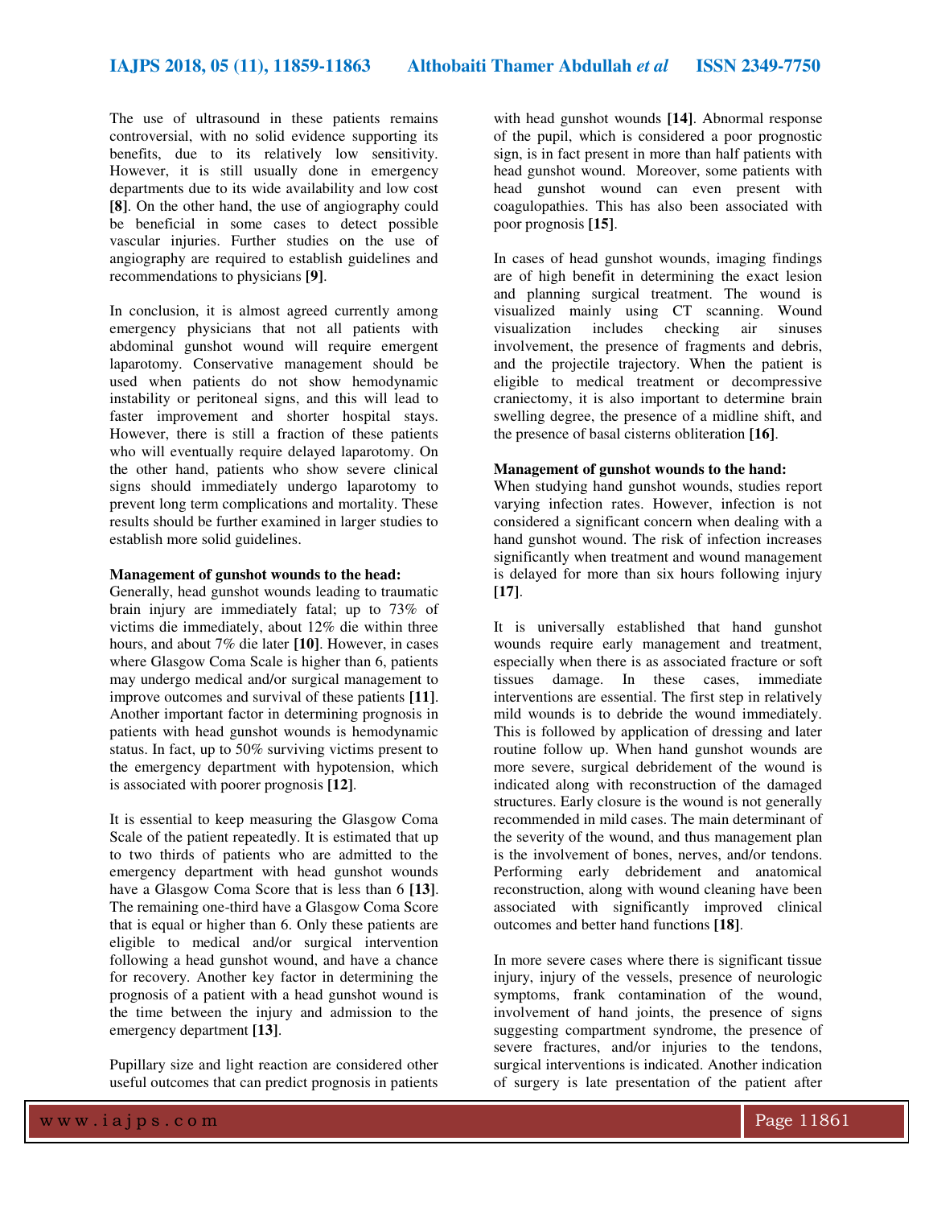The use of ultrasound in these patients remains controversial, with no solid evidence supporting its benefits, due to its relatively low sensitivity. However, it is still usually done in emergency departments due to its wide availability and low cost **[8]**. On the other hand, the use of angiography could be beneficial in some cases to detect possible vascular injuries. Further studies on the use of angiography are required to establish guidelines and recommendations to physicians **[9]**.

In conclusion, it is almost agreed currently among emergency physicians that not all patients with abdominal gunshot wound will require emergent laparotomy. Conservative management should be used when patients do not show hemodynamic instability or peritoneal signs, and this will lead to faster improvement and shorter hospital stays. However, there is still a fraction of these patients who will eventually require delayed laparotomy. On the other hand, patients who show severe clinical signs should immediately undergo laparotomy to prevent long term complications and mortality. These results should be further examined in larger studies to establish more solid guidelines.

**Management of gunshot wounds to the head:**

Generally, head gunshot wounds leading to traumatic brain injury are immediately fatal; up to 73% of victims die immediately, about 12% die within three hours, and about 7% die later **[10]**. However, in cases where Glasgow Coma Scale is higher than 6, patients may undergo medical and/or surgical management to improve outcomes and survival of these patients **[11]**. Another important factor in determining prognosis in patients with head gunshot wounds is hemodynamic status. In fact, up to 50% surviving victims present to the emergency department with hypotension, which is associated with poorer prognosis **[12]**.

It is essential to keep measuring the Glasgow Coma Scale of the patient repeatedly. It is estimated that up to two thirds of patients who are admitted to the emergency department with head gunshot wounds have a Glasgow Coma Score that is less than 6 **[13]**. The remaining one-third have a Glasgow Coma Score that is equal or higher than 6. Only these patients are eligible to medical and/or surgical intervention following a head gunshot wound, and have a chance for recovery. Another key factor in determining the prognosis of a patient with a head gunshot wound is the time between the injury and admission to the emergency department **[13]**.

Pupillary size and light reaction are considered other useful outcomes that can predict prognosis in patients with head gunshot wounds **[14]**. Abnormal response of the pupil, which is considered a poor prognostic sign, is in fact present in more than half patients with head gunshot wound. Moreover, some patients with head gunshot wound can even present with coagulopathies. This has also been associated with poor prognosis **[15]**.

In cases of head gunshot wounds, imaging findings are of high benefit in determining the exact lesion and planning surgical treatment. The wound is visualized mainly using CT scanning. Wound visualization includes checking air sinuses involvement, the presence of fragments and debris, and the projectile trajectory. When the patient is eligible to medical treatment or decompressive craniectomy, it is also important to determine brain swelling degree, the presence of a midline shift, and the presence of basal cisterns obliteration **[16]**.

**Management of gunshot wounds to the hand:**

When studying hand gunshot wounds, studies report varying infection rates. However, infection is not considered a significant concern when dealing with a hand gunshot wound. The risk of infection increases significantly when treatment and wound management is delayed for more than six hours following injury **[17]**.

It is universally established that hand gunshot wounds require early management and treatment, especially when there is as associated fracture or soft tissues damage. In these cases, immediate interventions are essential. The first step in relatively mild wounds is to debride the wound immediately. This is followed by application of dressing and later routine follow up. When hand gunshot wounds are more severe, surgical debridement of the wound is indicated along with reconstruction of the damaged structures. Early closure is the wound is not generally recommended in mild cases. The main determinant of the severity of the wound, and thus management plan is the involvement of bones, nerves, and/or tendons. Performing early debridement and anatomical reconstruction, along with wound cleaning have been associated with significantly improved clinical outcomes and better hand functions **[18]**.

In more severe cases where there is significant tissue injury, injury of the vessels, presence of neurologic symptoms, frank contamination of the wound, involvement of hand joints, the presence of signs suggesting compartment syndrome, the presence of severe fractures, and/or injuries to the tendons, surgical interventions is indicated. Another indication of surgery is late presentation of the patient after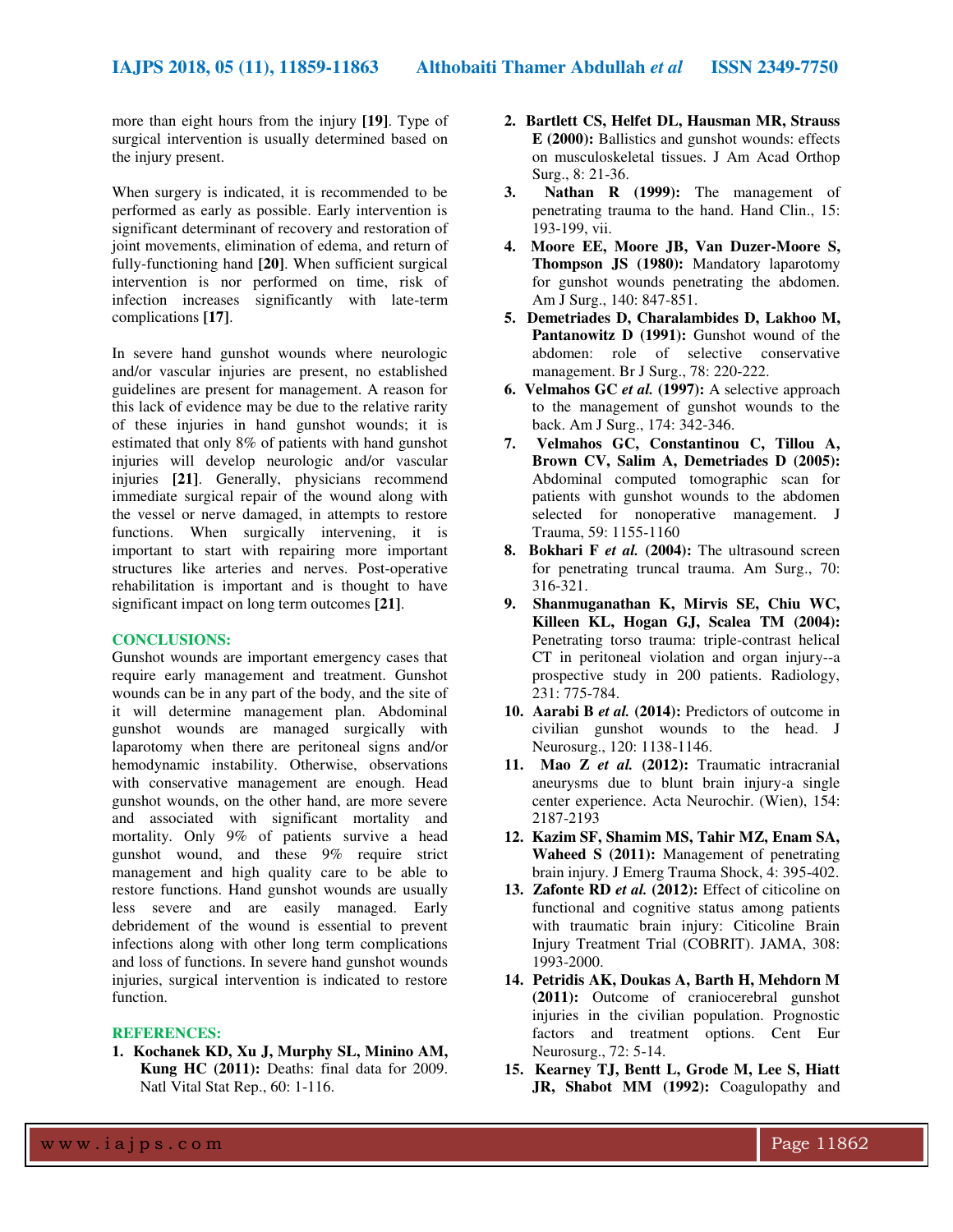more than eight hours from the injury **[19]**. Type of surgical intervention is usually determined based on the injury present.

When surgery is indicated, it is recommended to be performed as early as possible. Early intervention is significant determinant of recovery and restoration of joint movements, elimination of edema, and return of fully-functioning hand **[20]**. When sufficient surgical intervention is nor performed on time, risk of infection increases significantly with late-term complications **[17]**.

In severe hand gunshot wounds where neurologic and/or vascular injuries are present, no established guidelines are present for management. A reason for this lack of evidence may be due to the relative rarity of these injuries in hand gunshot wounds; it is estimated that only 8% of patients with hand gunshot injuries will develop neurologic and/or vascular injuries **[21]**. Generally, physicians recommend immediate surgical repair of the wound along with the vessel or nerve damaged, in attempts to restore functions. When surgically intervening, it is important to start with repairing more important structures like arteries and nerves. Post-operative rehabilitation is important and is thought to have significant impact on long term outcomes **[21]**.

## CONCLUSIONS:

Gunshot wounds are important emergency cases that require early management and treatment. Gunshot wounds can be in any part of the body, and the site of it will determine management plan. Abdominal gunshot wounds are managed surgically with laparotomy when there are peritoneal signs and/or hemodynamic instability. Otherwise, observations with conservative management are enough. Head gunshot wounds, on the other hand, are more severe and associated with significant mortality and mortality. Only 9% of patients survive a head gunshot wound, and these 9% require strict management and high quality care to be able to restore functions. Hand gunshot wounds are usually less severe and are easily managed. Early debridement of the wound is essential to prevent infections along with other long term complications and loss of functions. In severe hand gunshot wounds injuries, surgical intervention is indicated to restore function.

## REFERENCES:

1. **Kochanek KD, Xu J, Murphy SL, Minino AM, Kung HC (2011):** Deaths: final data for 2009. Natl Vital Stat Rep., 60: 1-116.
2. **Bartlett CS, Helfet DL, Hausman MR, Strauss E (2000):** Ballistics and gunshot wounds: effects on musculoskeletal tissues. J Am Acad Orthop Surg., 8: 21-36.
3. **Nathan R (1999):** The management of penetrating trauma to the hand. Hand Clin., 15: 193-199, vii.
4. **Moore EE, Moore JB, Van Duzer-Moore S, Thompson JS (1980):** Mandatory laparotomy for gunshot wounds penetrating the abdomen. Am J Surg., 140: 847-851.
5. **Demetriades D, Charalambides D, Lakhoo M, Pantanowitz D (1991):** Gunshot wound of the abdomen: role of selective conservative management. Br J Surg., 78: 220-222.
6. **Velmahos GC *et al.* (1997):** A selective approach to the management of gunshot wounds to the back. Am J Surg., 174: 342-346.
7. **Velmahos GC, Constantinou C, Tillou A, Brown CV, Salim A, Demetriades D (2005):** Abdominal computed tomographic scan for patients with gunshot wounds to the abdomen selected for nonoperative management. J Trauma, 59: 1155-1160
8. **Bokhari F *et al.* (2004):** The ultrasound screen for penetrating truncal trauma. Am Surg., 70: 316-321.
9. **Shanmuganathan K, Mirvis SE, Chiu WC, Killeen KL, Hogan GJ, Scalea TM (2004):** Penetrating torso trauma: triple-contrast helical CT in peritoneal violation and organ injury--a prospective study in 200 patients. Radiology, 231: 775-784.
10. **Aarabi B *et al.* (2014):** Predictors of outcome in civilian gunshot wounds to the head. J Neurosurg., 120: 1138-1146.
11. **Mao Z *et al.* (2012):** Traumatic intracranial aneurysms due to blunt brain injury-a single center experience. Acta Neurochir. (Wien), 154: 2187-2193
12. **Kazim SF, Shamim MS, Tahir MZ, Enam SA, Waheed S (2011):** Management of penetrating brain injury. J Emerg Trauma Shock, 4: 395-402.
13. **Zafonte RD *et al.* (2012):** Effect of citicoline on functional and cognitive status among patients with traumatic brain injury: Citicoline Brain Injury Treatment Trial (COBRIT). JAMA, 308: 1993-2000.
14. **Petridis AK, Doukas A, Barth H, Mehdorn M (2011):** Outcome of craniocerebral gunshot injuries in the civilian population. Prognostic factors and treatment options. Cent Eur Neurosurg., 72: 5-14.
15. **Kearney TJ, Bentt L, Grode M, Lee S, Hiatt JR, Shabot MM (1992):** Coagulopathy and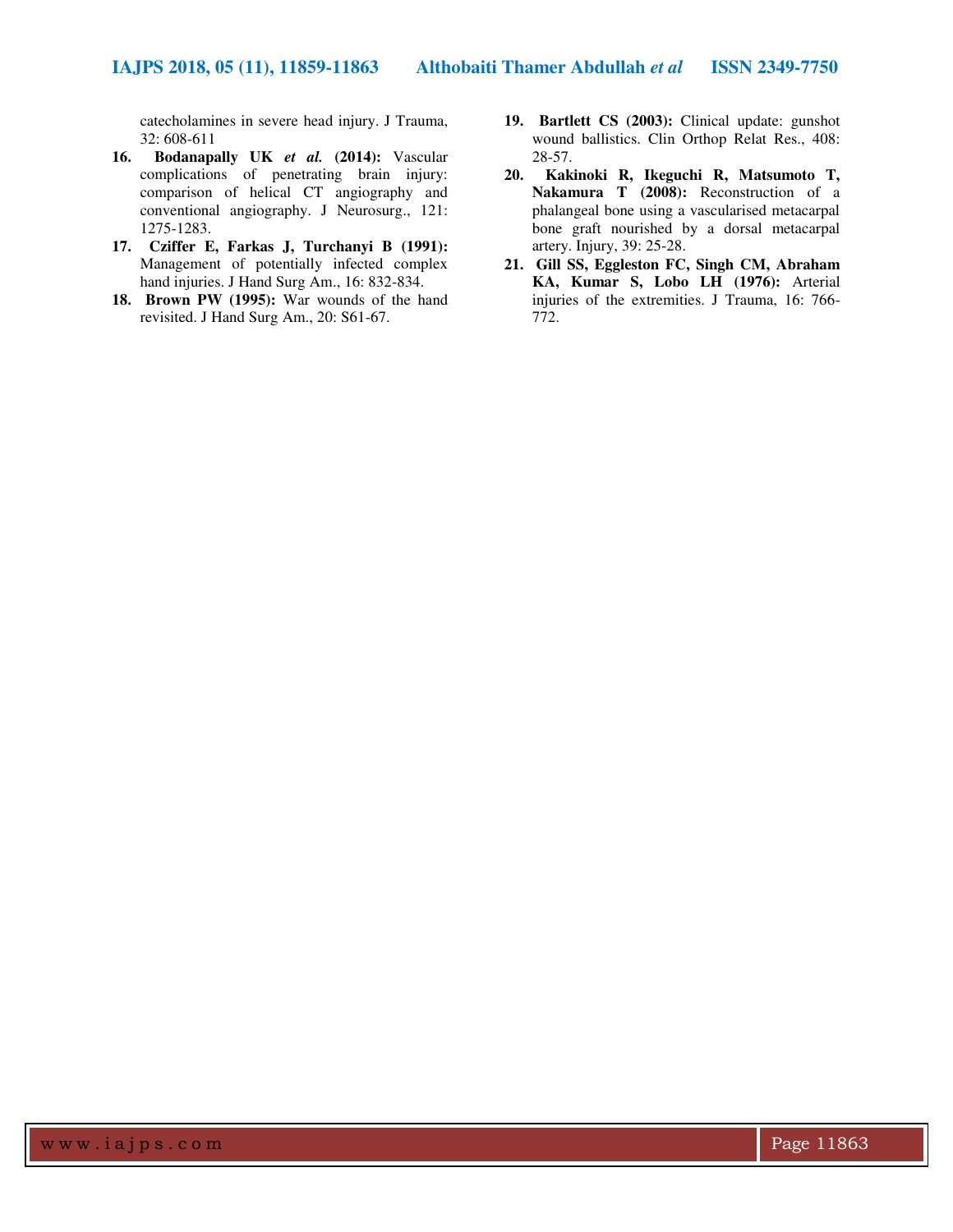catecholamines in severe head injury. J Trauma, 32: 608-611

16. **Bodanapally UK *et al.* (2014):** Vascular complications of penetrating brain injury: comparison of helical CT angiography and conventional angiography. J Neurosurg., 121: 1275-1283.
17. **Cziffer E, Farkas J, Turchanyi B (1991):** Management of potentially infected complex hand injuries. J Hand Surg Am., 16: 832-834.
18. **Brown PW (1995):** War wounds of the hand revisited. J Hand Surg Am., 20: S61-67.
19. **Bartlett CS (2003):** Clinical update: gunshot wound ballistics. Clin Orthop Relat Res., 408: 28-57.
20. **Kakinoki R, Ikeguchi R, Matsumoto T, Nakamura T (2008):** Reconstruction of a phalangeal bone using a vascularised metacarpal bone graft nourished by a dorsal metacarpal artery. Injury, 39: 25-28.
21. **Gill SS, Eggleston FC, Singh CM, Abraham KA, Kumar S, Lobo LH (1976):** Arterial injuries of the extremities. J Trauma, 16: 766-772.